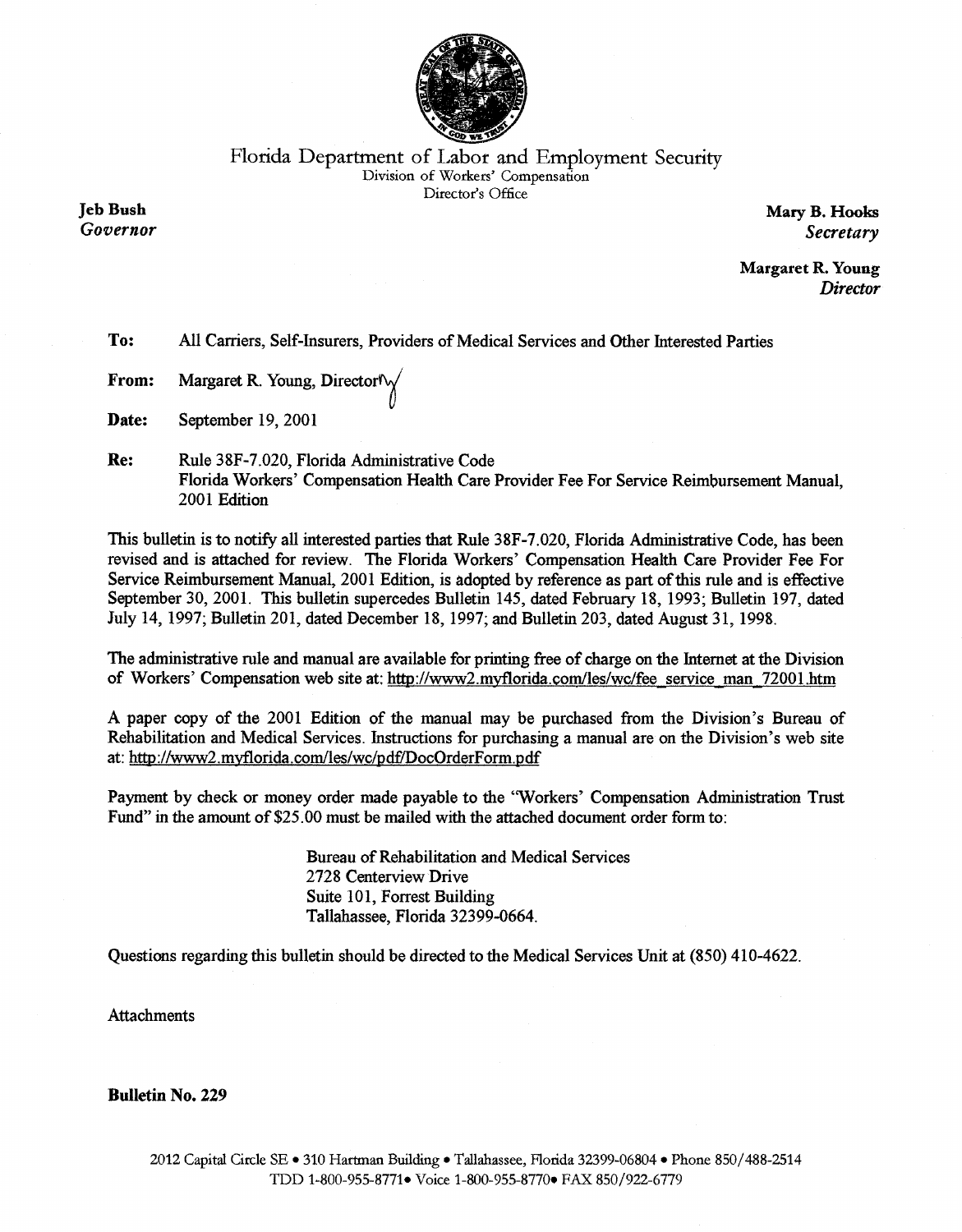# Florida Department of Labor and Employment Security

Division of Workers' Compensation
Director's Office

**Jeb Bush**
*Governor*

**Mary B. Hooks**
*Secretary*

**Margaret R. Young**
*Director*

**To:** All Carriers, Self-Insurers, Providers of Medical Services and Other Interested Parties

**From:** Margaret R. Young, Director

**Date:** September 19, 2001

**Re:** Rule 38F-7.020, Florida Administrative Code
Florida Workers' Compensation Health Care Provider Fee For Service Reimbursement Manual, 2001 Edition

This bulletin is to notify all interested parties that Rule 38F-7.020, Florida Administrative Code, has been revised and is attached for review. The Florida Workers' Compensation Health Care Provider Fee For Service Reimbursement Manual, 2001 Edition, is adopted by reference as part of this rule and is effective September 30, 2001. This bulletin supercedes Bulletin 145, dated February 18, 1993; Bulletin 197, dated July 14, 1997; Bulletin 201, dated December 18, 1997; and Bulletin 203, dated August 31, 1998.

The administrative rule and manual are available for printing free of charge on the Internet at the Division of Workers' Compensation web site at: http://www2.myflorida.com/les/wc/fee_service_man_72001.htm

A paper copy of the 2001 Edition of the manual may be purchased from the Division's Bureau of Rehabilitation and Medical Services. Instructions for purchasing a manual are on the Division's web site at: http://www2.myflorida.com/les/wc/pdf/DocOrderForm.pdf

Payment by check or money order made payable to the "Workers' Compensation Administration Trust Fund" in the amount of $25.00 must be mailed with the attached document order form to:

Bureau of Rehabilitation and Medical Services
2728 Centerview Drive
Suite 101, Forrest Building
Tallahassee, Florida 32399-0664.

Questions regarding this bulletin should be directed to the Medical Services Unit at (850) 410-4622.

Attachments

**Bulletin No. 229**

2012 Capital Circle SE • 310 Hartman Building • Tallahassee, Florida 32399-06804 • Phone 850/488-2514
TDD 1-800-955-8771• Voice 1-800-955-8770• FAX 850/922-6779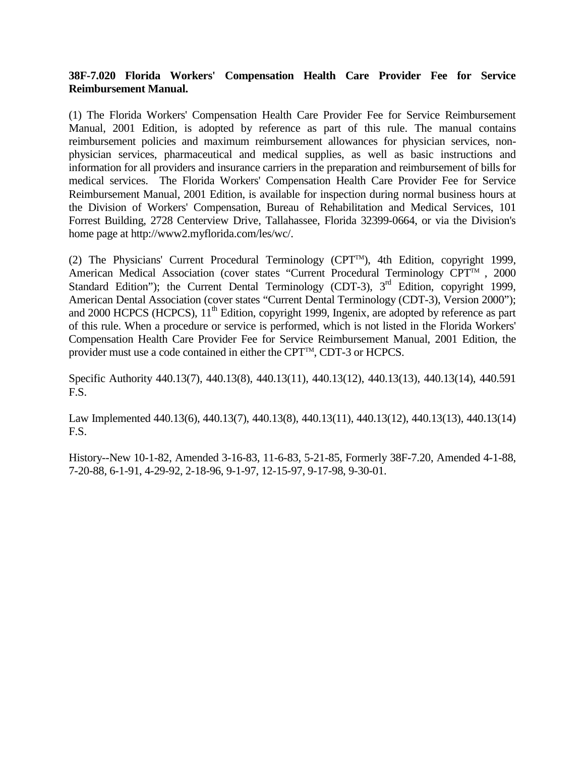**38F-7.020 Florida Workers' Compensation Health Care Provider Fee for Service Reimbursement Manual.**

(1) The Florida Workers' Compensation Health Care Provider Fee for Service Reimbursement Manual, 2001 Edition, is adopted by reference as part of this rule. The manual contains reimbursement policies and maximum reimbursement allowances for physician services, non-physician services, pharmaceutical and medical supplies, as well as basic instructions and information for all providers and insurance carriers in the preparation and reimbursement of bills for medical services. The Florida Workers' Compensation Health Care Provider Fee for Service Reimbursement Manual, 2001 Edition, is available for inspection during normal business hours at the Division of Workers' Compensation, Bureau of Rehabilitation and Medical Services, 101 Forrest Building, 2728 Centerview Drive, Tallahassee, Florida 32399-0664, or via the Division's home page at http://www2.myflorida.com/les/wc/.

(2) The Physicians' Current Procedural Terminology (CPT™), 4th Edition, copyright 1999, American Medical Association (cover states "Current Procedural Terminology CPT™ , 2000 Standard Edition"); the Current Dental Terminology (CDT-3), 3rd Edition, copyright 1999, American Dental Association (cover states "Current Dental Terminology (CDT-3), Version 2000"); and 2000 HCPCS (HCPCS), 11th Edition, copyright 1999, Ingenix, are adopted by reference as part of this rule. When a procedure or service is performed, which is not listed in the Florida Workers' Compensation Health Care Provider Fee for Service Reimbursement Manual, 2001 Edition, the provider must use a code contained in either the CPT™, CDT-3 or HCPCS.

Specific Authority 440.13(7), 440.13(8), 440.13(11), 440.13(12), 440.13(13), 440.13(14), 440.591 F.S.

Law Implemented 440.13(6), 440.13(7), 440.13(8), 440.13(11), 440.13(12), 440.13(13), 440.13(14) F.S.

History--New 10-1-82, Amended 3-16-83, 11-6-83, 5-21-85, Formerly 38F-7.20, Amended 4-1-88, 7-20-88, 6-1-91, 4-29-92, 2-18-96, 9-1-97, 12-15-97, 9-17-98, 9-30-01.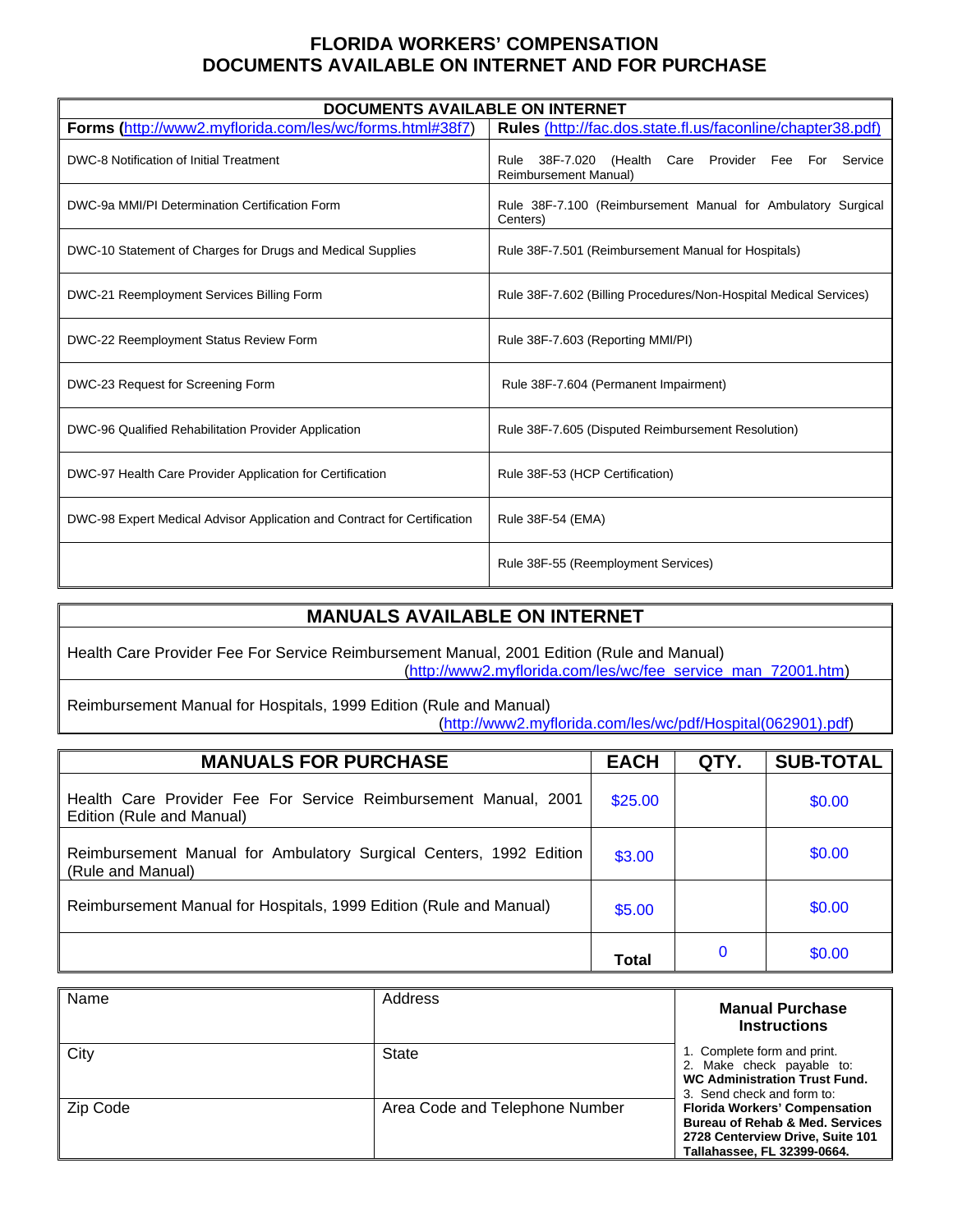# FLORIDA WORKERS' COMPENSATION
# DOCUMENTS AVAILABLE ON INTERNET AND FOR PURCHASE

| DOCUMENTS AVAILABLE ON INTERNET | |
|---|---|
| **Forms** (http://www2.myflorida.com/les/wc/forms.html#38f7) | **Rules** (http://fac.dos.state.fl.us/faconline/chapter38.pdf) |
| DWC-8 Notification of Initial Treatment | Rule 38F-7.020 (Health Care Provider Fee For Service Reimbursement Manual) |
| DWC-9a MMI/PI Determination Certification Form | Rule 38F-7.100 (Reimbursement Manual for Ambulatory Surgical Centers) |
| DWC-10 Statement of Charges for Drugs and Medical Supplies | Rule 38F-7.501 (Reimbursement Manual for Hospitals) |
| DWC-21 Reemployment Services Billing Form | Rule 38F-7.602 (Billing Procedures/Non-Hospital Medical Services) |
| DWC-22 Reemployment Status Review Form | Rule 38F-7.603 (Reporting MMI/PI) |
| DWC-23 Request for Screening Form | Rule 38F-7.604 (Permanent Impairment) |
| DWC-96 Qualified Rehabilitation Provider Application | Rule 38F-7.605 (Disputed Reimbursement Resolution) |
| DWC-97 Health Care Provider Application for Certification | Rule 38F-53 (HCP Certification) |
| DWC-98 Expert Medical Advisor Application and Contract for Certification | Rule 38F-54 (EMA) |
| | Rule 38F-55 (Reemployment Services) |

## MANUALS AVAILABLE ON INTERNET

Health Care Provider Fee For Service Reimbursement Manual, 2001 Edition (Rule and Manual)
(http://www2.myflorida.com/les/wc/fee_service_man_72001.htm)

Reimbursement Manual for Hospitals, 1999 Edition (Rule and Manual)
(http://www2.myflorida.com/les/wc/pdf/Hospital(062901).pdf)

| MANUALS FOR PURCHASE | EACH | QTY. | SUB-TOTAL |
|---|---|---|---|
| Health Care Provider Fee For Service Reimbursement Manual, 2001 Edition (Rule and Manual) | $25.00 | | $0.00 |
| Reimbursement Manual for Ambulatory Surgical Centers, 1992 Edition (Rule and Manual) | $3.00 | | $0.00 |
| Reimbursement Manual for Hospitals, 1999 Edition (Rule and Manual) | $5.00 | | $0.00 |
| | **Total** | 0 | $0.00 |

| | | |
|---|---|---|
| Name | Address | **Manual Purchase Instructions** |
| City | State | 1. Complete form and print.<br>2. Make check payable to: **WC Administration Trust Fund.**<br>3. Send check and form to: |
| Zip Code | Area Code and Telephone Number | **Florida Workers' Compensation<br>Bureau of Rehab & Med. Services<br>2728 Centerview Drive, Suite 101<br>Tallahassee, FL 32399-0664.** |